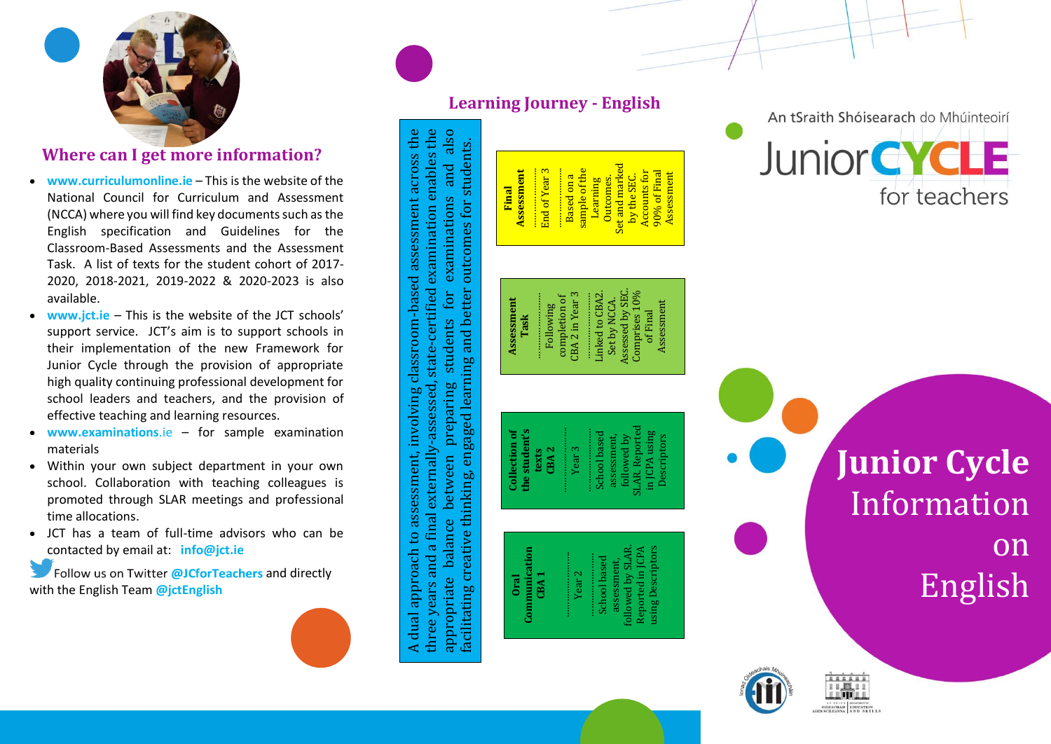## Where can I get more information?

- **www.curriculumonline.ie** – This is the website of the National Council for Curriculum and Assessment (NCCA) where you will find key documents such as the English specification and Guidelines for the Classroom-Based Assessments and the Assessment Task. A list of texts for the student cohort of 2017-2020, 2018-2021, 2019-2022 & 2020-2023 is also available.
- **www.jct.ie** – This is the website of the JCT schools' support service. JCT's aim is to support schools in their implementation of the new Framework for Junior Cycle through the provision of appropriate high quality continuing professional development for school leaders and teachers, and the provision of effective teaching and learning resources.
- **www.examinations.ie** – for sample examination materials
- Within your own subject department in your own school. Collaboration with teaching colleagues is promoted through SLAR meetings and professional time allocations.
- JCT has a team of full-time advisors who can be contacted by email at: **info@jct.ie**

Follow us on Twitter **@JCforTeachers** and directly with the English Team **@jctEnglish**

## Learning Journey - English

A dual approach to assessment, involving classroom-based assessment across the three years and a final externally-assessed, state-certified examination enables the appropriate balance between preparing students for examinations and also facilitating creative thinking, engaged learning and better outcomes for students.

| Assessment | When | Details |
|---|---|---|
| **Oral Communication CBA 1** | Year 2 | School based assessment, followed by SLAR. Reported in JCPA using Descriptors |
| **Collection of the student's texts CBA 2** | Year 3 | School based assessment, followed by SLAR. Reported in JCPA using Descriptors |
| **Assessment Task** | Following completion of CBA 2 in Year 3 | Linked to CBA2. Set by NCCA. Assessed by SEC. Comprises 10% of Final Assessment |
| **Final Assessment** | End of Year 3 | Based on a sample of the Learning Outcomes. Set and marked by the SEC. Accounts for 90% of Final Assessment |

An tSraith Shóisearach do Mhúinteoirí

Junior CYCLE for teachers

# Junior Cycle Information on English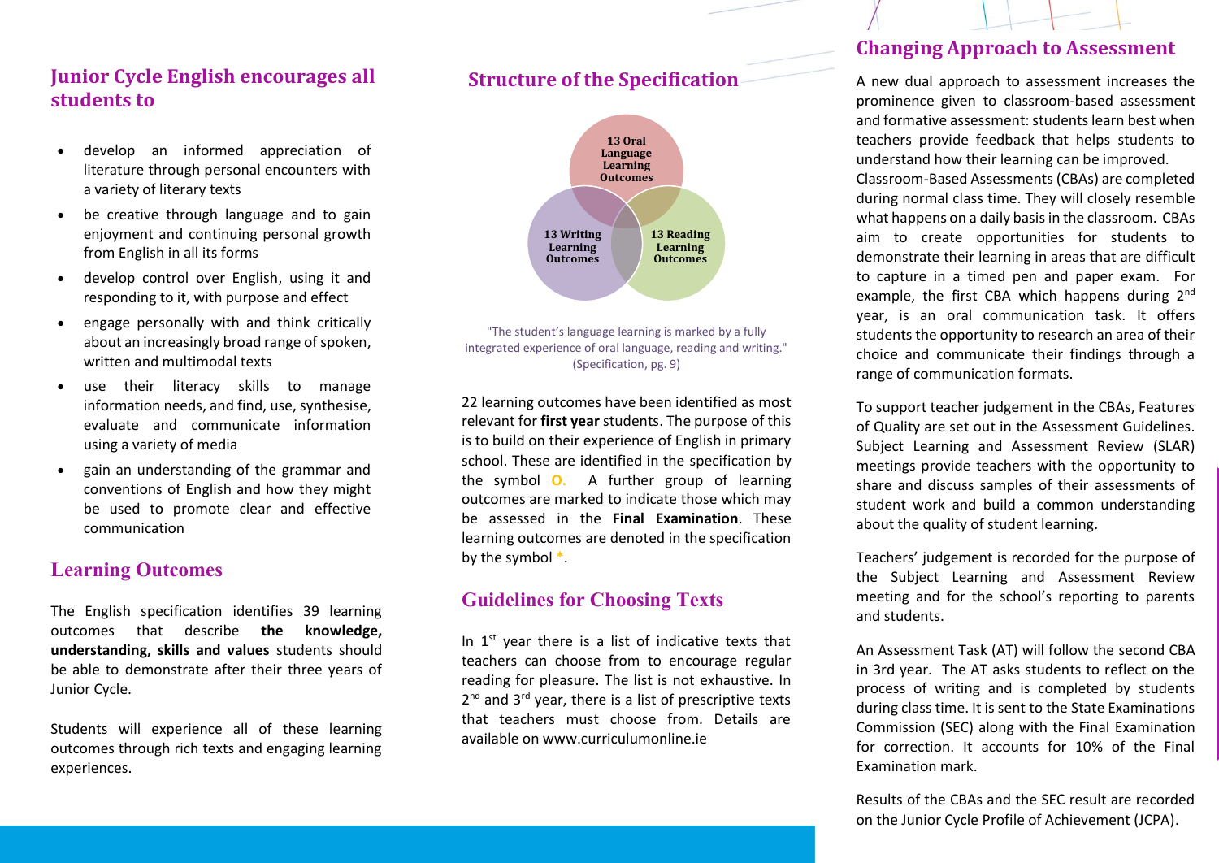## Junior Cycle English encourages all students to

- develop an informed appreciation of literature through personal encounters with a variety of literary texts
- be creative through language and to gain enjoyment and continuing personal growth from English in all its forms
- develop control over English, using it and responding to it, with purpose and effect
- engage personally with and think critically about an increasingly broad range of spoken, written and multimodal texts
- use their literacy skills to manage information needs, and find, use, synthesise, evaluate and communicate information using a variety of media
- gain an understanding of the grammar and conventions of English and how they might be used to promote clear and effective communication

## Learning Outcomes

The English specification identifies 39 learning outcomes that describe **the knowledge, understanding, skills and values** students should be able to demonstrate after their three years of Junior Cycle.

Students will experience all of these learning outcomes through rich texts and engaging learning experiences.

## Structure of the Specification

13 Oral Language Learning Outcomes

13 Writing Learning Outcomes

13 Reading Learning Outcomes

"The student's language learning is marked by a fully integrated experience of oral language, reading and writing." (Specification, pg. 9)

22 learning outcomes have been identified as most relevant for **first year** students. The purpose of this is to build on their experience of English in primary school. These are identified in the specification by the symbol **O.** A further group of learning outcomes are marked to indicate those which may be assessed in the **Final Examination**. These learning outcomes are denoted in the specification by the symbol *.

## Guidelines for Choosing Texts

In 1st year there is a list of indicative texts that teachers can choose from to encourage regular reading for pleasure. The list is not exhaustive. In 2nd and 3rd year, there is a list of prescriptive texts that teachers must choose from. Details are available on www.curriculumonline.ie

## Changing Approach to Assessment

A new dual approach to assessment increases the prominence given to classroom-based assessment and formative assessment: students learn best when teachers provide feedback that helps students to understand how their learning can be improved.

Classroom-Based Assessments (CBAs) are completed during normal class time. They will closely resemble what happens on a daily basis in the classroom. CBAs aim to create opportunities for students to demonstrate their learning in areas that are difficult to capture in a timed pen and paper exam. For example, the first CBA which happens during 2nd year, is an oral communication task. It offers students the opportunity to research an area of their choice and communicate their findings through a range of communication formats.

To support teacher judgement in the CBAs, Features of Quality are set out in the Assessment Guidelines. Subject Learning and Assessment Review (SLAR) meetings provide teachers with the opportunity to share and discuss samples of their assessments of student work and build a common understanding about the quality of student learning.

Teachers' judgement is recorded for the purpose of the Subject Learning and Assessment Review meeting and for the school's reporting to parents and students.

An Assessment Task (AT) will follow the second CBA in 3rd year. The AT asks students to reflect on the process of writing and is completed by students during class time. It is sent to the State Examinations Commission (SEC) along with the Final Examination for correction. It accounts for 10% of the Final Examination mark.

Results of the CBAs and the SEC result are recorded on the Junior Cycle Profile of Achievement (JCPA).